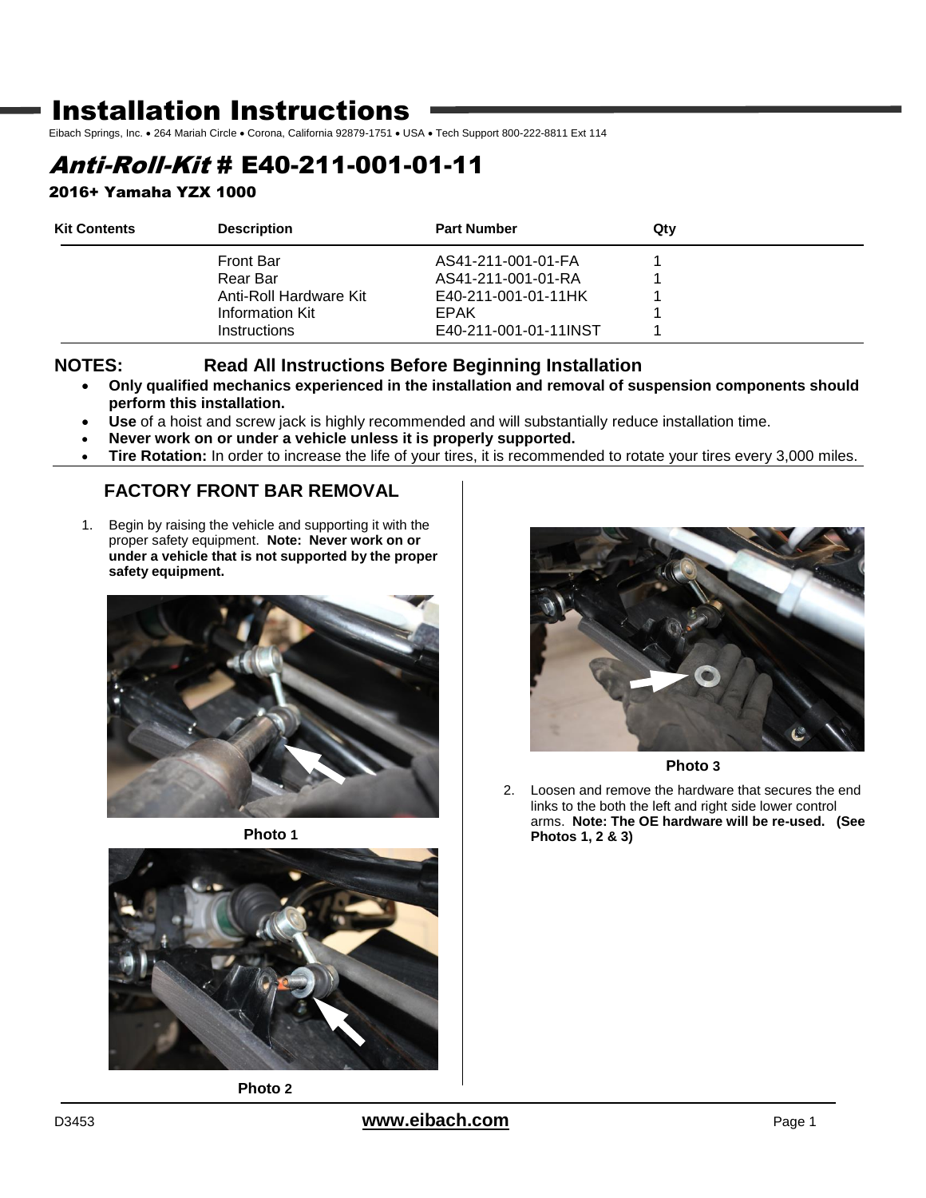# Installation Instructions

Eibach Springs, Inc. • 264 Mariah Circle • Corona, California 92879-1751 • USA • Tech Support 800-222-8811 Ext 114

# *Anti-Roll-Kit* # E40-211-001-01-11

### 2016+ Yamaha YZX 1000

| Kit Contents | Description | Part Number | Qty |
|---|---|---|---|
| | Front Bar | AS41-211-001-01-FA | 1 |
| | Rear Bar | AS41-211-001-01-RA | 1 |
| | Anti-Roll Hardware Kit | E40-211-001-01-11HK | 1 |
| | Information Kit | EPAK | 1 |
| | Instructions | E40-211-001-01-11INST | 1 |

**NOTES: Read All Instructions Before Beginning Installation**

- **Only qualified mechanics experienced in the installation and removal of suspension components should perform this installation.**
- **Use** of a hoist and screw jack is highly recommended and will substantially reduce installation time.
- **Never work on or under a vehicle unless it is properly supported.**
- **Tire Rotation:** In order to increase the life of your tires, it is recommended to rotate your tires every 3,000 miles.

## FACTORY FRONT BAR REMOVAL

1. Begin by raising the vehicle and supporting it with the proper safety equipment. **Note: Never work on or under a vehicle that is not supported by the proper safety equipment.**

**Photo 1**

**Photo 2**

**Photo 3**

2. Loosen and remove the hardware that secures the end links to the both the left and right side lower control arms. **Note: The OE hardware will be re-used. (See Photos 1, 2 & 3)**

D3453

**www.eibach.com**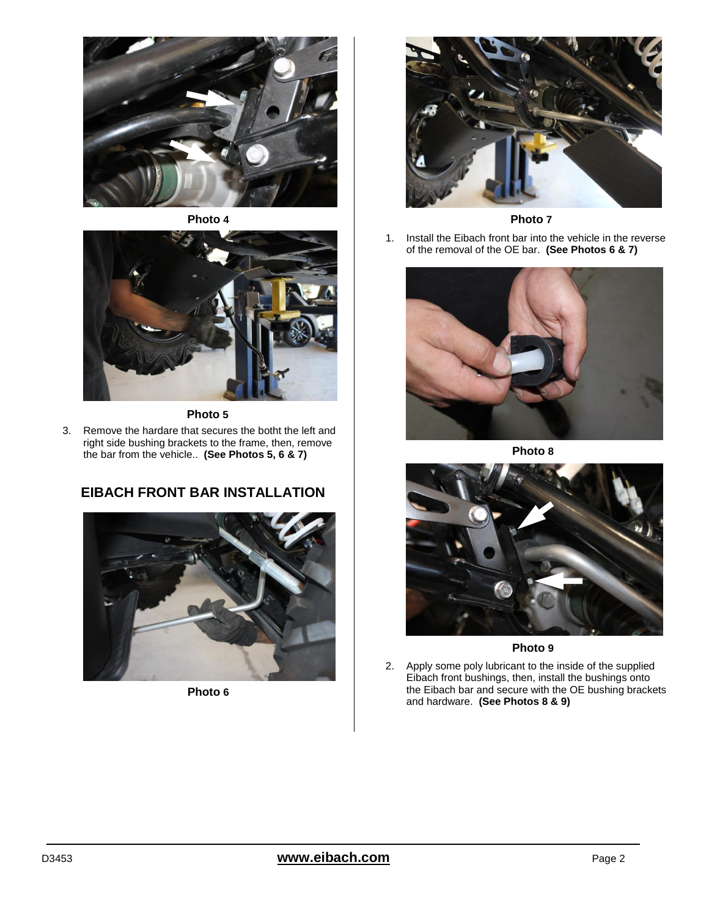Photo 4

Photo 5

3. Remove the hardare that secures the botht the left and right side bushing brackets to the frame, then, remove the bar from the vehicle.. **(See Photos 5, 6 & 7)**

## EIBACH FRONT BAR INSTALLATION

Photo 6

Photo 7

1. Install the Eibach front bar into the vehicle in the reverse of the removal of the OE bar. **(See Photos 6 & 7)**

Photo 8

Photo 9

2. Apply some poly lubricant to the inside of the supplied Eibach front bushings, then, install the bushings onto the Eibach bar and secure with the OE bushing brackets and hardware. **(See Photos 8 & 9)**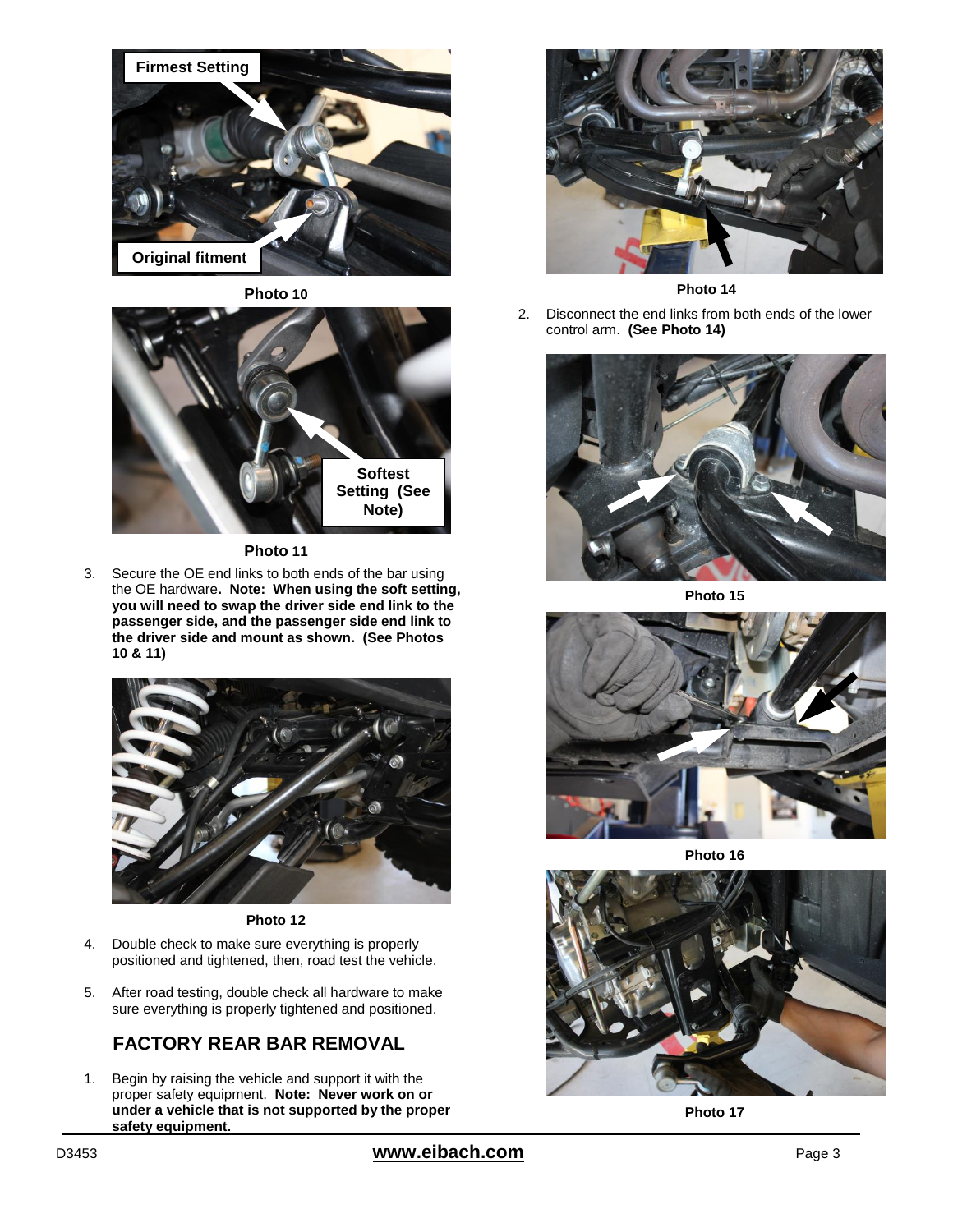Firest Setting

Original fitment

Photo 10

Softest Setting (See Note)

Photo 11

3. Secure the OE end links to both ends of the bar using the OE hardware**. Note: When using the soft setting, you will need to swap the driver side end link to the passenger side, and the passenger side end link to the driver side and mount as shown. (See Photos 10 & 11)**

Photo 12

4. Double check to make sure everything is properly positioned and tightened, then, road test the vehicle.

5. After road testing, double check all hardware to make sure everything is properly tightened and positioned.

## FACTORY REAR BAR REMOVAL

1. Begin by raising the vehicle and support it with the proper safety equipment. **Note: Never work on or under a vehicle that is not supported by the proper safety equipment.**

Photo 14

2. Disconnect the end links from both ends of the lower control arm. **(See Photo 14)**

Photo 15

Photo 16

Photo 17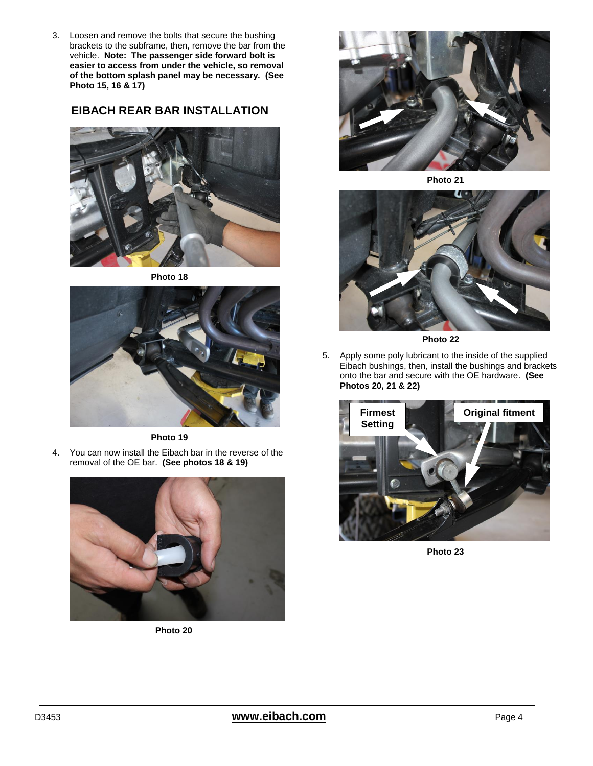3. Loosen and remove the bolts that secure the bushing brackets to the subframe, then, remove the bar from the vehicle. **Note: The passenger side forward bolt is easier to access from under the vehicle, so removal of the bottom splash panel may be necessary. (See Photo 15, 16 & 17)**

## EIBACH REAR BAR INSTALLATION

**Photo 18**

**Photo 19**

4. You can now install the Eibach bar in the reverse of the removal of the OE bar. **(See photos 18 & 19)**

**Photo 20**

**Photo 21**

**Photo 22**

5. Apply some poly lubricant to the inside of the supplied Eibach bushings, then, install the bushings and brackets onto the bar and secure with the OE hardware. **(See Photos 20, 21 & 22)**

Firmest Setting

Original fitment

**Photo 23**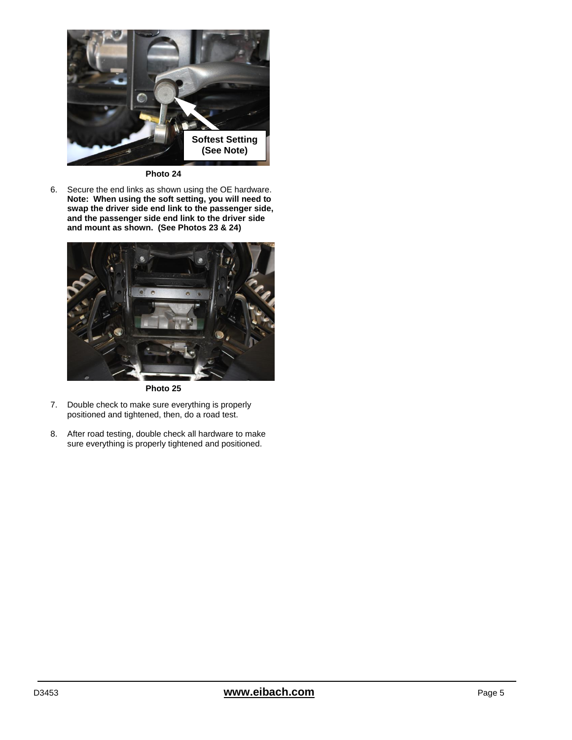Softest Setting
(See Note)

Photo 24

6. Secure the end links as shown using the OE hardware. **Note: When using the soft setting, you will need to swap the driver side end link to the passenger side, and the passenger side end link to the driver side and mount as shown. (See Photos 23 & 24)**

Photo 25

7. Double check to make sure everything is properly positioned and tightened, then, do a road test.

8. After road testing, double check all hardware to make sure everything is properly tightened and positioned.